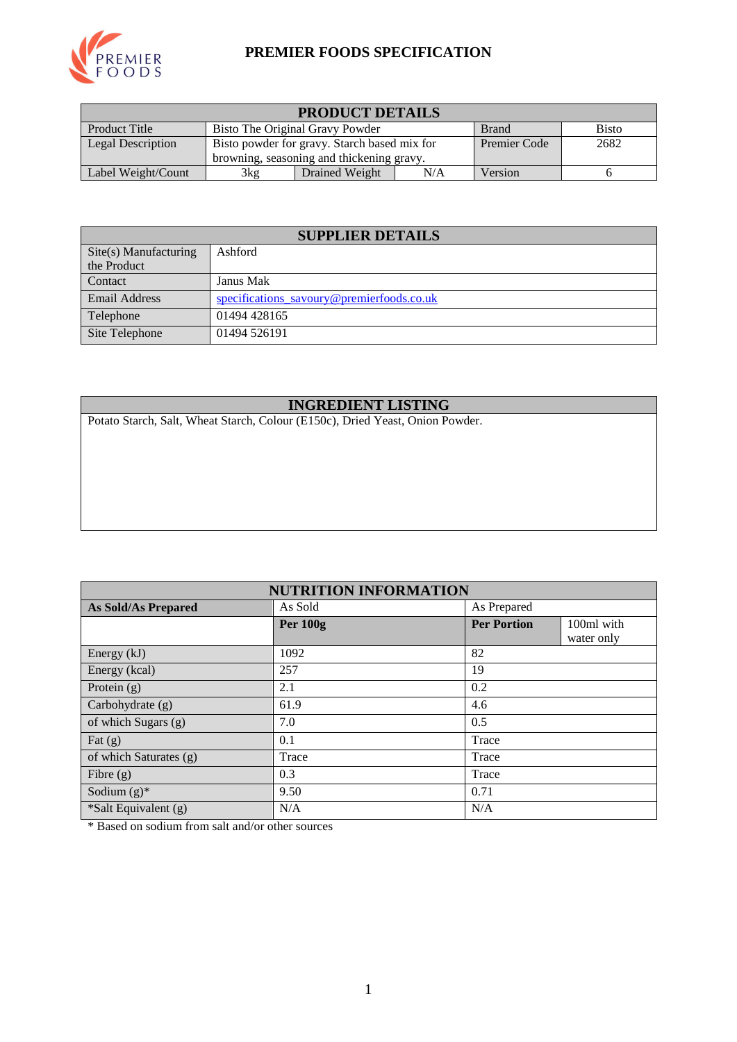# PREMIER FOODS SPECIFICATION

| PRODUCT DETAILS | | | | | |
|---|---|---|---|---|---|
| Product Title | Bisto The Original Gravy Powder | | | Brand | Bisto |
| Legal Description | Bisto powder for gravy. Starch based mix for browning, seasoning and thickening gravy. | | | Premier Code | 2682 |
| Label Weight/Count | 3kg | Drained Weight | N/A | Version | 6 |

| SUPPLIER DETAILS | |
|---|---|
| Site(s) Manufacturing the Product | Ashford |
| Contact | Janus Mak |
| Email Address | specifications_savoury@premierfoods.co.uk |
| Telephone | 01494 428165 |
| Site Telephone | 01494 526191 |

| INGREDIENT LISTING |
|---|
| Potato Starch, Salt, Wheat Starch, Colour (E150c), Dried Yeast, Onion Powder. |

| NUTRITION INFORMATION | | | |
|---|---|---|---|
| **As Sold/As Prepared** | As Sold | As Prepared | |
| | **Per 100g** | **Per Portion** | 100ml with water only |
| Energy (kJ) | 1092 | 82 | |
| Energy (kcal) | 257 | 19 | |
| Protein (g) | 2.1 | 0.2 | |
| Carbohydrate (g) | 61.9 | 4.6 | |
| of which Sugars (g) | 7.0 | 0.5 | |
| Fat (g) | 0.1 | Trace | |
| of which Saturates (g) | Trace | Trace | |
| Fibre (g) | 0.3 | Trace | |
| Sodium (g)* | 9.50 | 0.71 | |
| *Salt Equivalent (g) | N/A | N/A | |

* Based on sodium from salt and/or other sources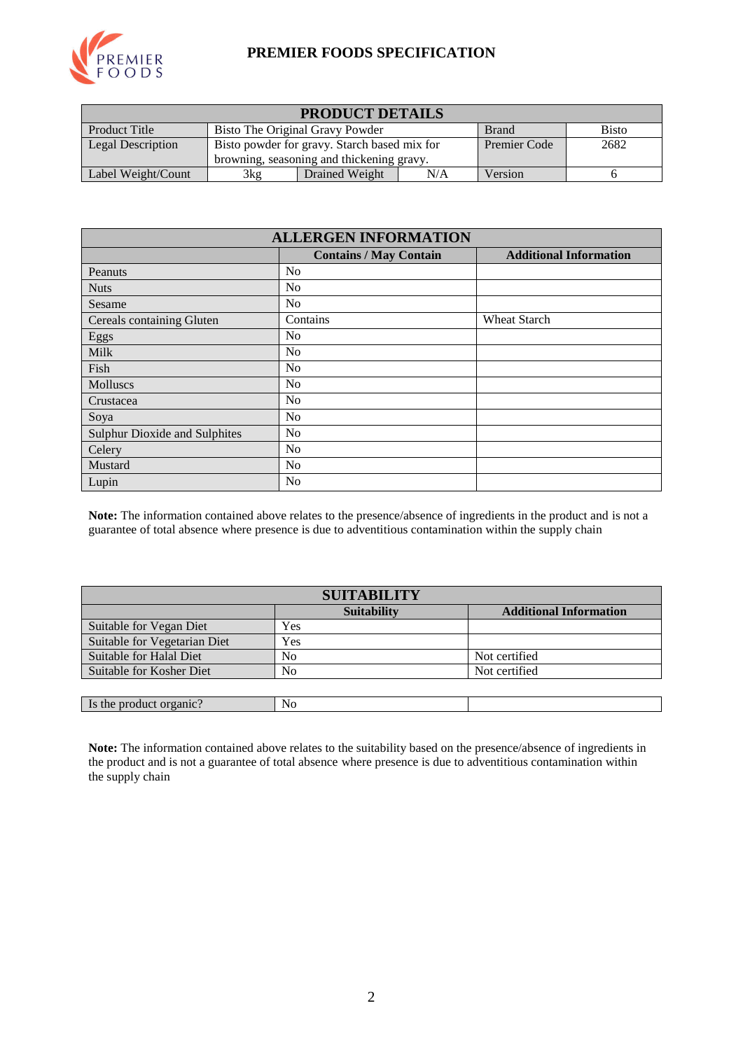# PREMIER FOODS SPECIFICATION

| PRODUCT DETAILS | | | | | |
|---|---|---|---|---|---|
| Product Title | Bisto The Original Gravy Powder | | | Brand | Bisto |
| Legal Description | Bisto powder for gravy. Starch based mix for browning, seasoning and thickening gravy. | | | Premier Code | 2682 |
| Label Weight/Count | 3kg | Drained Weight | N/A | Version | 6 |

| ALLERGEN INFORMATION | | |
|---|---|---|
| | **Contains / May Contain** | **Additional Information** |
| Peanuts | No | |
| Nuts | No | |
| Sesame | No | |
| Cereals containing Gluten | Contains | Wheat Starch |
| Eggs | No | |
| Milk | No | |
| Fish | No | |
| Molluscs | No | |
| Crustacea | No | |
| Soya | No | |
| Sulphur Dioxide and Sulphites | No | |
| Celery | No | |
| Mustard | No | |
| Lupin | No | |

**Note:** The information contained above relates to the presence/absence of ingredients in the product and is not a guarantee of total absence where presence is due to adventitious contamination within the supply chain

| SUITABILITY | | |
|---|---|---|
| | **Suitability** | **Additional Information** |
| Suitable for Vegan Diet | Yes | |
| Suitable for Vegetarian Diet | Yes | |
| Suitable for Halal Diet | No | Not certified |
| Suitable for Kosher Diet | No | Not certified |

| Is the product organic? | No | |
|---|---|---|

**Note:** The information contained above relates to the suitability based on the presence/absence of ingredients in the product and is not a guarantee of total absence where presence is due to adventitious contamination within the supply chain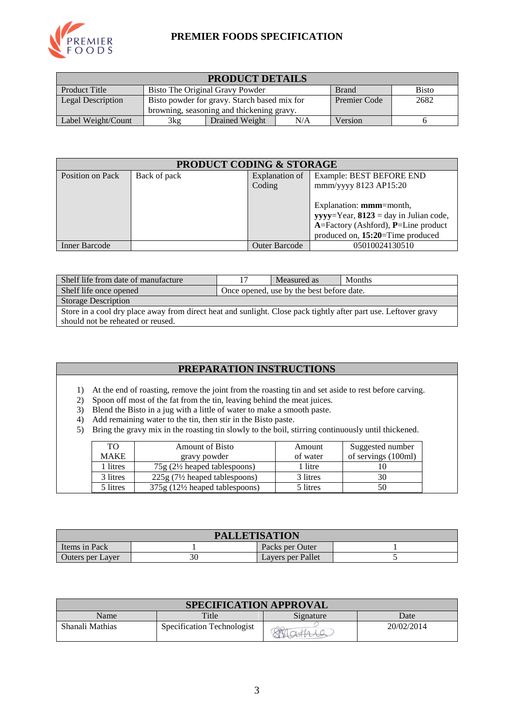# PREMIER FOODS SPECIFICATION

| PRODUCT DETAILS | | | | | |
|---|---|---|---|---|---|
| Product Title | Bisto The Original Gravy Powder | | | Brand | Bisto |
| Legal Description | Bisto powder for gravy. Starch based mix for browning, seasoning and thickening gravy. | | | Premier Code | 2682 |
| Label Weight/Count | 3kg | Drained Weight | N/A | Version | 6 |

| PRODUCT CODING & STORAGE | | | |
|---|---|---|---|
| Position on Pack | Back of pack | Explanation of Coding | Example: BEST BEFORE END mmm/yyyy 8123 AP15:20<br><br>Explanation: **mmm**=month, **yyyy**=Year, **8123** = day in Julian code, **A**=Factory (Ashford), **P**=Line product produced on, **15:20**=Time produced |
| Inner Barcode | | Outer Barcode | 05010024130510 |

| | | | |
|---|---|---|---|
| Shelf life from date of manufacture | 17 | Measured as | Months |
| Shelf life once opened | Once opened, use by the best before date. | | |
| Storage Description | | | |
| Store in a cool dry place away from direct heat and sunlight. Close pack tightly after part use. Leftover gravy should not be reheated or reused. | | | |

## PREPARATION INSTRUCTIONS

1) At the end of roasting, remove the joint from the roasting tin and set aside to rest before carving.
2) Spoon off most of the fat from the tin, leaving behind the meat juices.
3) Blend the Bisto in a jug with a little of water to make a smooth paste.
4) Add remaining water to the tin, then stir in the Bisto paste.
5) Bring the gravy mix in the roasting tin slowly to the boil, stirring continuously until thickened.

| TO MAKE | Amount of Bisto gravy powder | Amount of water | Suggested number of servings (100ml) |
|---|---|---|---|
| 1 litres | 75g (2½ heaped tablespoons) | 1 litre | 10 |
| 3 litres | 225g (7½ heaped tablespoons) | 3 litres | 30 |
| 5 litres | 375g (12½ heaped tablespoons) | 5 litres | 50 |

| PALLETISATION | | | |
|---|---|---|---|
| Items in Pack | 1 | Packs per Outer | 1 |
| Outers per Layer | 30 | Layers per Pallet | 5 |

| SPECIFICATION APPROVAL | | | |
|---|---|---|---|
| Name | Title | Signature | Date |
| Shanali Mathias | Specification Technologist | SMathias | 20/02/2014 |